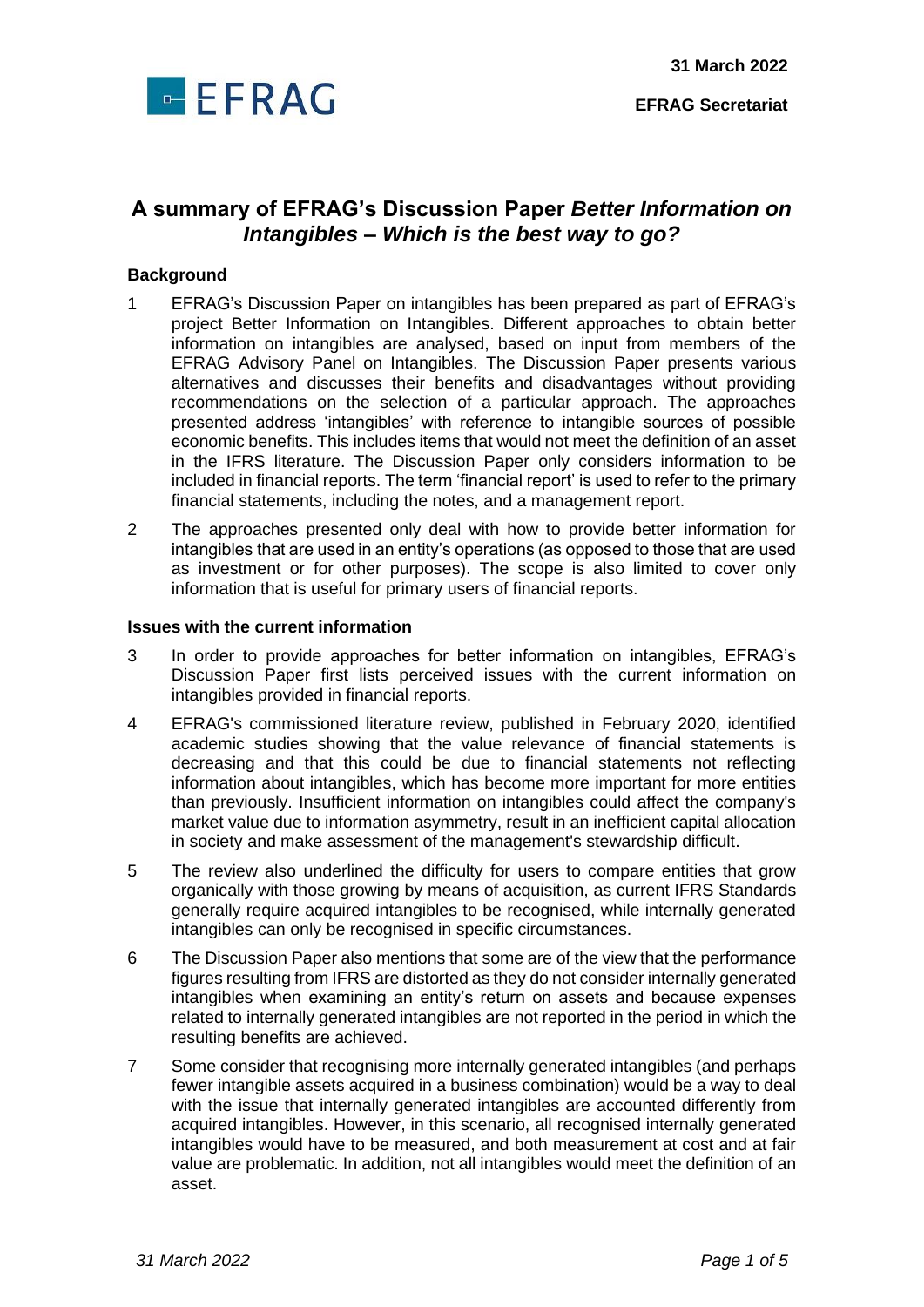31 March 2022

**EFRAG Secretariat**

# A summary of EFRAG's Discussion Paper *Better Information on Intangibles – Which is the best way to go?*

### Background

1 EFRAG's Discussion Paper on intangibles has been prepared as part of EFRAG's project Better Information on Intangibles. Different approaches to obtain better information on intangibles are analysed, based on input from members of the EFRAG Advisory Panel on Intangibles. The Discussion Paper presents various alternatives and discusses their benefits and disadvantages without providing recommendations on the selection of a particular approach. The approaches presented address 'intangibles' with reference to intangible sources of possible economic benefits. This includes items that would not meet the definition of an asset in the IFRS literature. The Discussion Paper only considers information to be included in financial reports. The term 'financial report' is used to refer to the primary financial statements, including the notes, and a management report.

2 The approaches presented only deal with how to provide better information for intangibles that are used in an entity's operations (as opposed to those that are used as investment or for other purposes). The scope is also limited to cover only information that is useful for primary users of financial reports.

### Issues with the current information

3 In order to provide approaches for better information on intangibles, EFRAG's Discussion Paper first lists perceived issues with the current information on intangibles provided in financial reports.

4 EFRAG's commissioned literature review, published in February 2020, identified academic studies showing that the value relevance of financial statements is decreasing and that this could be due to financial statements not reflecting information about intangibles, which has become more important for more entities than previously. Insufficient information on intangibles could affect the company's market value due to information asymmetry, result in an inefficient capital allocation in society and make assessment of the management's stewardship difficult.

5 The review also underlined the difficulty for users to compare entities that grow organically with those growing by means of acquisition, as current IFRS Standards generally require acquired intangibles to be recognised, while internally generated intangibles can only be recognised in specific circumstances.

6 The Discussion Paper also mentions that some are of the view that the performance figures resulting from IFRS are distorted as they do not consider internally generated intangibles when examining an entity's return on assets and because expenses related to internally generated intangibles are not reported in the period in which the resulting benefits are achieved.

7 Some consider that recognising more internally generated intangibles (and perhaps fewer intangible assets acquired in a business combination) would be a way to deal with the issue that internally generated intangibles are accounted differently from acquired intangibles. However, in this scenario, all recognised internally generated intangibles would have to be measured, and both measurement at cost and at fair value are problematic. In addition, not all intangibles would meet the definition of an asset.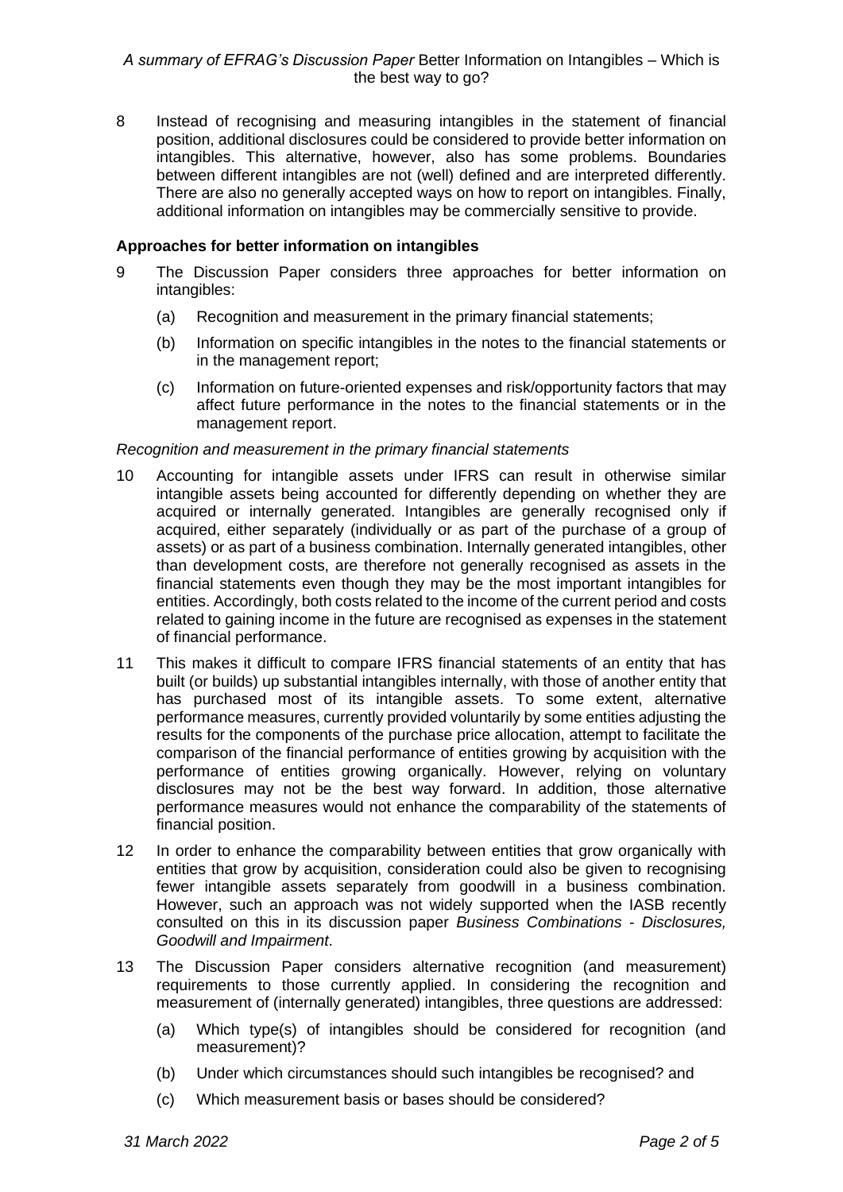8 Instead of recognising and measuring intangibles in the statement of financial position, additional disclosures could be considered to provide better information on intangibles. This alternative, however, also has some problems. Boundaries between different intangibles are not (well) defined and are interpreted differently. There are also no generally accepted ways on how to report on intangibles. Finally, additional information on intangibles may be commercially sensitive to provide.

**Approaches for better information on intangibles**

9 The Discussion Paper considers three approaches for better information on intangibles:

(a) Recognition and measurement in the primary financial statements;

(b) Information on specific intangibles in the notes to the financial statements or in the management report;

(c) Information on future-oriented expenses and risk/opportunity factors that may affect future performance in the notes to the financial statements or in the management report.

*Recognition and measurement in the primary financial statements*

10 Accounting for intangible assets under IFRS can result in otherwise similar intangible assets being accounted for differently depending on whether they are acquired or internally generated. Intangibles are generally recognised only if acquired, either separately (individually or as part of the purchase of a group of assets) or as part of a business combination. Internally generated intangibles, other than development costs, are therefore not generally recognised as assets in the financial statements even though they may be the most important intangibles for entities. Accordingly, both costs related to the income of the current period and costs related to gaining income in the future are recognised as expenses in the statement of financial performance.

11 This makes it difficult to compare IFRS financial statements of an entity that has built (or builds) up substantial intangibles internally, with those of another entity that has purchased most of its intangible assets. To some extent, alternative performance measures, currently provided voluntarily by some entities adjusting the results for the components of the purchase price allocation, attempt to facilitate the comparison of the financial performance of entities growing by acquisition with the performance of entities growing organically. However, relying on voluntary disclosures may not be the best way forward. In addition, those alternative performance measures would not enhance the comparability of the statements of financial position.

12 In order to enhance the comparability between entities that grow organically with entities that grow by acquisition, consideration could also be given to recognising fewer intangible assets separately from goodwill in a business combination. However, such an approach was not widely supported when the IASB recently consulted on this in its discussion paper *Business Combinations - Disclosures, Goodwill and Impairment*.

13 The Discussion Paper considers alternative recognition (and measurement) requirements to those currently applied. In considering the recognition and measurement of (internally generated) intangibles, three questions are addressed:

(a) Which type(s) of intangibles should be considered for recognition (and measurement)?

(b) Under which circumstances should such intangibles be recognised? and

(c) Which measurement basis or bases should be considered?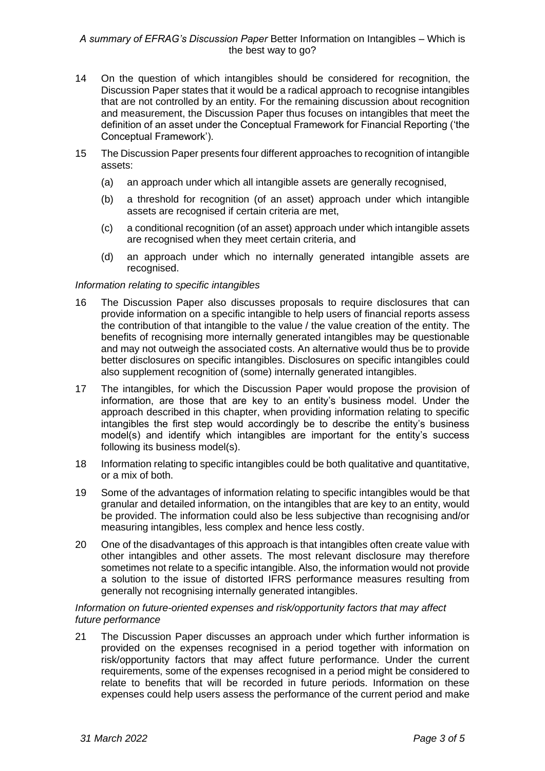14 On the question of which intangibles should be considered for recognition, the Discussion Paper states that it would be a radical approach to recognise intangibles that are not controlled by an entity. For the remaining discussion about recognition and measurement, the Discussion Paper thus focuses on intangibles that meet the definition of an asset under the Conceptual Framework for Financial Reporting ('the Conceptual Framework').

15 The Discussion Paper presents four different approaches to recognition of intangible assets:

(a) an approach under which all intangible assets are generally recognised,

(b) a threshold for recognition (of an asset) approach under which intangible assets are recognised if certain criteria are met,

(c) a conditional recognition (of an asset) approach under which intangible assets are recognised when they meet certain criteria, and

(d) an approach under which no internally generated intangible assets are recognised.

*Information relating to specific intangibles*

16 The Discussion Paper also discusses proposals to require disclosures that can provide information on a specific intangible to help users of financial reports assess the contribution of that intangible to the value / the value creation of the entity. The benefits of recognising more internally generated intangibles may be questionable and may not outweigh the associated costs. An alternative would thus be to provide better disclosures on specific intangibles. Disclosures on specific intangibles could also supplement recognition of (some) internally generated intangibles.

17 The intangibles, for which the Discussion Paper would propose the provision of information, are those that are key to an entity's business model. Under the approach described in this chapter, when providing information relating to specific intangibles the first step would accordingly be to describe the entity's business model(s) and identify which intangibles are important for the entity's success following its business model(s).

18 Information relating to specific intangibles could be both qualitative and quantitative, or a mix of both.

19 Some of the advantages of information relating to specific intangibles would be that granular and detailed information, on the intangibles that are key to an entity, would be provided. The information could also be less subjective than recognising and/or measuring intangibles, less complex and hence less costly.

20 One of the disadvantages of this approach is that intangibles often create value with other intangibles and other assets. The most relevant disclosure may therefore sometimes not relate to a specific intangible. Also, the information would not provide a solution to the issue of distorted IFRS performance measures resulting from generally not recognising internally generated intangibles.

*Information on future-oriented expenses and risk/opportunity factors that may affect future performance*

21 The Discussion Paper discusses an approach under which further information is provided on the expenses recognised in a period together with information on risk/opportunity factors that may affect future performance. Under the current requirements, some of the expenses recognised in a period might be considered to relate to benefits that will be recorded in future periods. Information on these expenses could help users assess the performance of the current period and make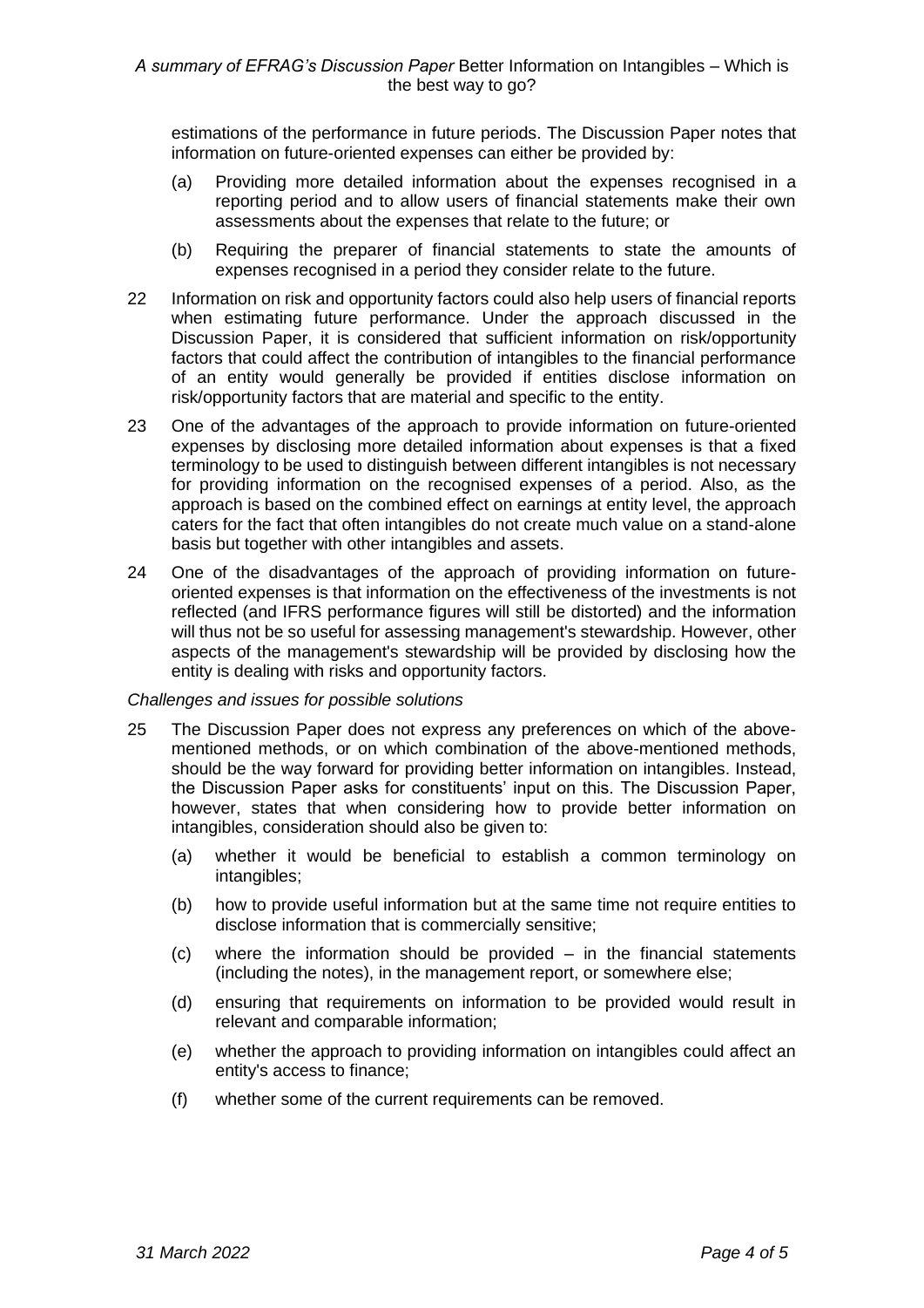estimations of the performance in future periods. The Discussion Paper notes that information on future-oriented expenses can either be provided by:

(a) Providing more detailed information about the expenses recognised in a reporting period and to allow users of financial statements make their own assessments about the expenses that relate to the future; or

(b) Requiring the preparer of financial statements to state the amounts of expenses recognised in a period they consider relate to the future.

22 Information on risk and opportunity factors could also help users of financial reports when estimating future performance. Under the approach discussed in the Discussion Paper, it is considered that sufficient information on risk/opportunity factors that could affect the contribution of intangibles to the financial performance of an entity would generally be provided if entities disclose information on risk/opportunity factors that are material and specific to the entity.

23 One of the advantages of the approach to provide information on future-oriented expenses by disclosing more detailed information about expenses is that a fixed terminology to be used to distinguish between different intangibles is not necessary for providing information on the recognised expenses of a period. Also, as the approach is based on the combined effect on earnings at entity level, the approach caters for the fact that often intangibles do not create much value on a stand-alone basis but together with other intangibles and assets.

24 One of the disadvantages of the approach of providing information on future-oriented expenses is that information on the effectiveness of the investments is not reflected (and IFRS performance figures will still be distorted) and the information will thus not be so useful for assessing management's stewardship. However, other aspects of the management's stewardship will be provided by disclosing how the entity is dealing with risks and opportunity factors.

*Challenges and issues for possible solutions*

25 The Discussion Paper does not express any preferences on which of the above-mentioned methods, or on which combination of the above-mentioned methods, should be the way forward for providing better information on intangibles. Instead, the Discussion Paper asks for constituents' input on this. The Discussion Paper, however, states that when considering how to provide better information on intangibles, consideration should also be given to:

(a) whether it would be beneficial to establish a common terminology on intangibles;

(b) how to provide useful information but at the same time not require entities to disclose information that is commercially sensitive;

(c) where the information should be provided – in the financial statements (including the notes), in the management report, or somewhere else;

(d) ensuring that requirements on information to be provided would result in relevant and comparable information;

(e) whether the approach to providing information on intangibles could affect an entity's access to finance;

(f) whether some of the current requirements can be removed.